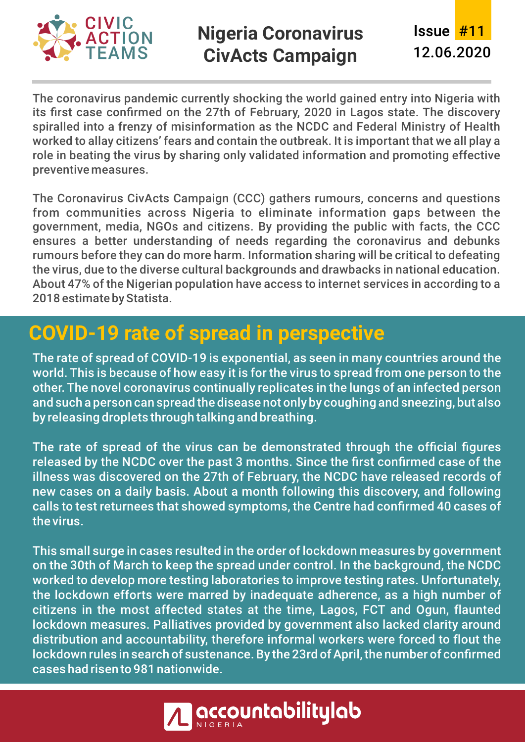# Nigeria Coronavirus CivActs Campaign

Issue **#11**
12.06.2020

The coronavirus pandemic currently shocking the world gained entry into Nigeria with its first case confirmed on the 27th of February, 2020 in Lagos state. The discovery spiralled into a frenzy of misinformation as the NCDC and Federal Ministry of Health worked to allay citizens' fears and contain the outbreak. It is important that we all play a role in beating the virus by sharing only validated information and promoting effective preventive measures.

The Coronavirus CivActs Campaign (CCC) gathers rumours, concerns and questions from communities across Nigeria to eliminate information gaps between the government, media, NGOs and citizens. By providing the public with facts, the CCC ensures a better understanding of needs regarding the coronavirus and debunks rumours before they can do more harm. Information sharing will be critical to defeating the virus, due to the diverse cultural backgrounds and drawbacks in national education. About 47% of the Nigerian population have access to internet services in according to a 2018 estimate by Statista.

## COVID-19 rate of spread in perspective

The rate of spread of COVID-19 is exponential, as seen in many countries around the world. This is because of how easy it is for the virus to spread from one person to the other. The novel coronavirus continually replicates in the lungs of an infected person and such a person can spread the disease not only by coughing and sneezing, but also by releasing droplets through talking and breathing.

The rate of spread of the virus can be demonstrated through the official figures released by the NCDC over the past 3 months. Since the first confirmed case of the illness was discovered on the 27th of February, the NCDC have released records of new cases on a daily basis. About a month following this discovery, and following calls to test returnees that showed symptoms, the Centre had confirmed 40 cases of the virus.

This small surge in cases resulted in the order of lockdown measures by government on the 30th of March to keep the spread under control. In the background, the NCDC worked to develop more testing laboratories to improve testing rates. Unfortunately, the lockdown efforts were marred by inadequate adherence, as a high number of citizens in the most affected states at the time, Lagos, FCT and Ogun, flaunted lockdown measures. Palliatives provided by government also lacked clarity around distribution and accountability, therefore informal workers were forced to flout the lockdown rules in search of sustenance. By the 23rd of April, the number of confirmed cases had risen to 981 nationwide.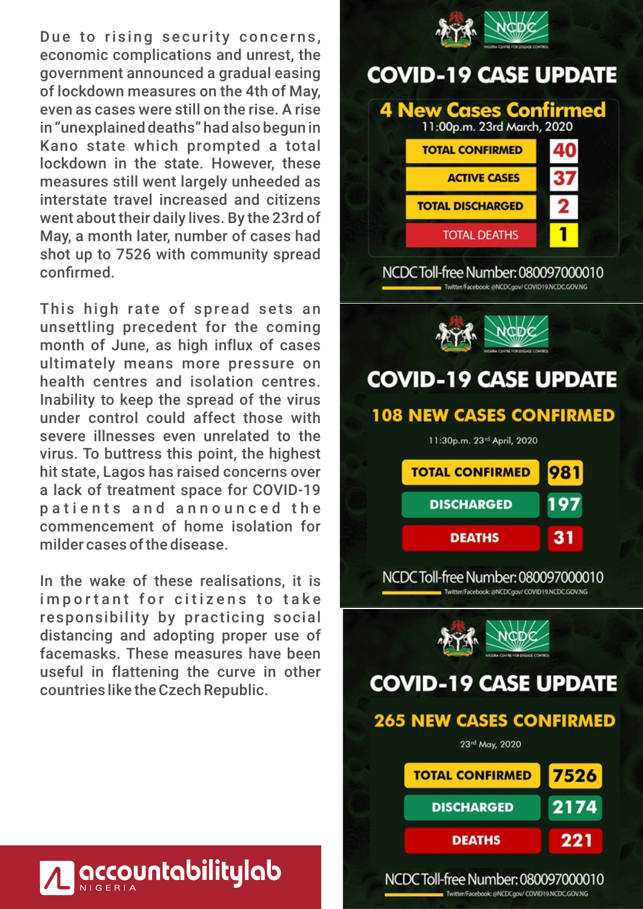Due to rising security concerns, economic complications and unrest, the government announced a gradual easing of lockdown measures on the 4th of May, even as cases were still on the rise. A rise in "unexplained deaths" had also begun in Kano state which prompted a total lockdown in the state. However, these measures still went largely unheeded as interstate travel increased and citizens went about their daily lives. By the 23rd of May, a month later, number of cases had shot up to 7526 with community spread confirmed.

This high rate of spread sets an unsettling precedent for the coming month of June, as high influx of cases ultimately means more pressure on health centres and isolation centres. Inability to keep the spread of the virus under control could affect those with severe illnesses even unrelated to the virus. To buttress this point, the highest hit state, Lagos has raised concerns over a lack of treatment space for COVID-19 patients and announced the commencement of home isolation for milder cases of the disease.

In the wake of these realisations, it is important for citizens to take responsibility by practicing social distancing and adopting proper use of facemasks. These measures have been useful in flattening the curve in other countries like the Czech Republic.

## COVID-19 CASE UPDATE

### 4 New Cases Confirmed

11:00p.m. 23rd March, 2020

| TOTAL CONFIRMED | 40 |
|---|---|
| ACTIVE CASES | 37 |
| TOTAL DISCHARGED | 2 |
| TOTAL DEATHS | 1 |

NCDC Toll-free Number: 080097000010

Twitter/Facebook: @NCDCgov/ COVID19.NCDC.GOV.NG

## COVID-19 CASE UPDATE

### 108 NEW CASES CONFIRMED

11:30p.m. 23rd April, 2020

| TOTAL CONFIRMED | 981 |
|---|---|
| DISCHARGED | 197 |
| DEATHS | 31 |

NCDC Toll-free Number: 080097000010

Twitter/Facebook: @NCDCgov/ COVID19.NCDC.GOV.NG

## COVID-19 CASE UPDATE

### 265 NEW CASES CONFIRMED

23rd May, 2020

| TOTAL CONFIRMED | 7526 |
|---|---|
| DISCHARGED | 2174 |
| DEATHS | 221 |

NCDC Toll-free Number: 080097000010

Twitter/Facebook: @NCDCgov/ COVID19.NCDC.GOV.NG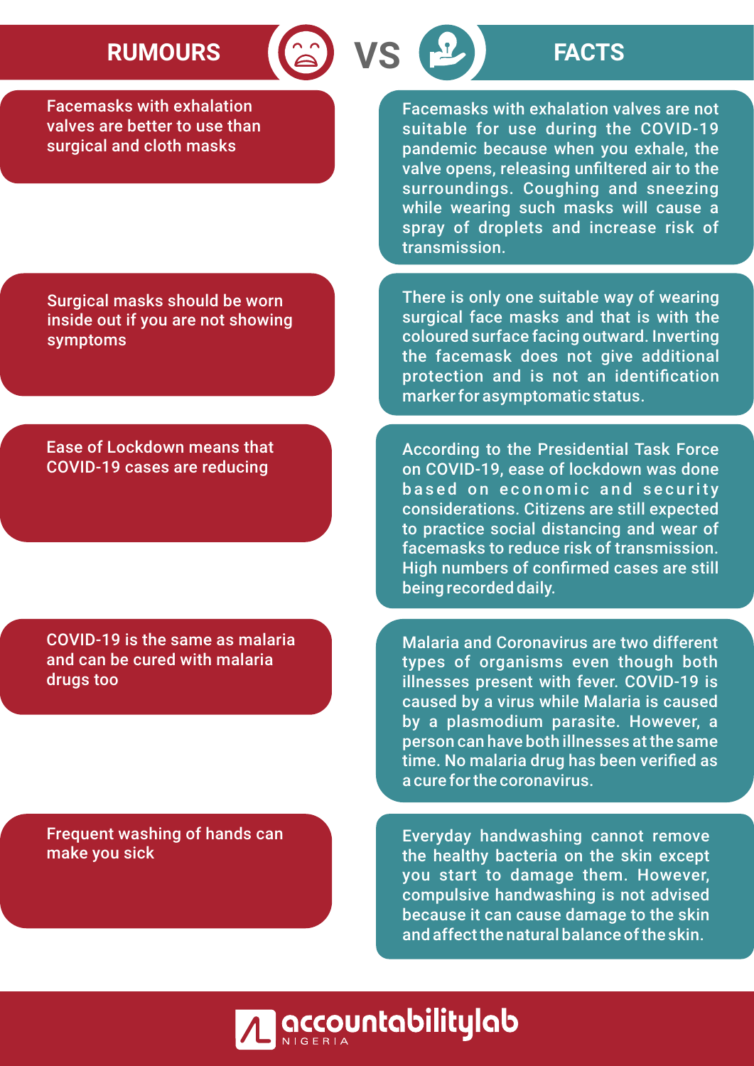| RUMOURS | FACTS |
| --- | --- |
| Facemasks with exhalation valves are better to use than surgical and cloth masks | Facemasks with exhalation valves are not suitable for use during the COVID-19 pandemic because when you exhale, the valve opens, releasing unfiltered air to the surroundings. Coughing and sneezing while wearing such masks will cause a spray of droplets and increase risk of transmission. |
| Surgical masks should be worn inside out if you are not showing symptoms | There is only one suitable way of wearing surgical face masks and that is with the coloured surface facing outward. Inverting the facemask does not give additional protection and is not an identification marker for asymptomatic status. |
| Ease of Lockdown means that COVID-19 cases are reducing | According to the Presidential Task Force on COVID-19, ease of lockdown was done based on economic and security considerations. Citizens are still expected to practice social distancing and wear of facemasks to reduce risk of transmission. High numbers of confirmed cases are still being recorded daily. |
| COVID-19 is the same as malaria and can be cured with malaria drugs too | Malaria and Coronavirus are two different types of organisms even though both illnesses present with fever. COVID-19 is caused by a virus while Malaria is caused by a plasmodium parasite. However, a person can have both illnesses at the same time. No malaria drug has been verified as a cure for the coronavirus. |
| Frequent washing of hands can make you sick | Everyday handwashing cannot remove the healthy bacteria on the skin except you start to damage them. However, compulsive handwashing is not advised because it can cause damage to the skin and affect the natural balance of the skin. |

accountabilitylab NIGERIA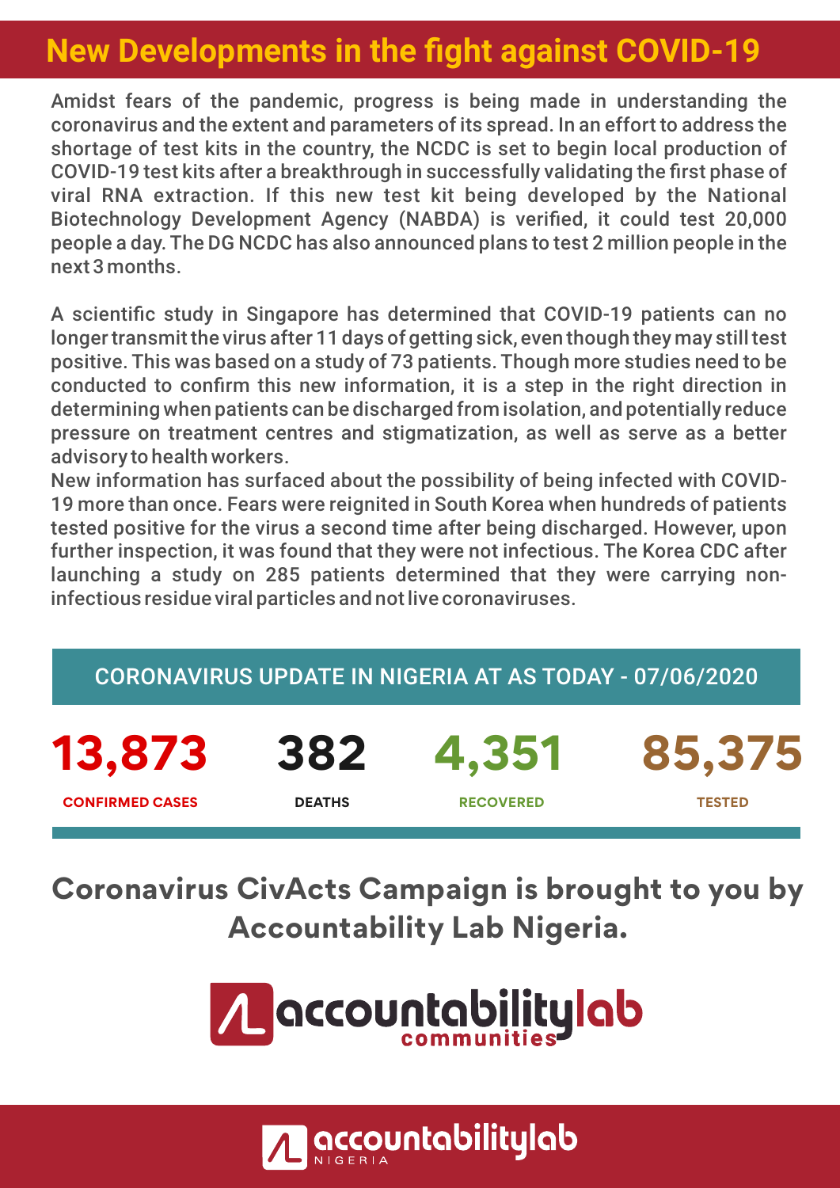# New Developments in the fight against COVID-19

Amidst fears of the pandemic, progress is being made in understanding the coronavirus and the extent and parameters of its spread. In an effort to address the shortage of test kits in the country, the NCDC is set to begin local production of COVID-19 test kits after a breakthrough in successfully validating the first phase of viral RNA extraction. If this new test kit being developed by the National Biotechnology Development Agency (NABDA) is verified, it could test 20,000 people a day. The DG NCDC has also announced plans to test 2 million people in the next 3 months.

A scientific study in Singapore has determined that COVID-19 patients can no longer transmit the virus after 11 days of getting sick, even though they may still test positive. This was based on a study of 73 patients. Though more studies need to be conducted to confirm this new information, it is a step in the right direction in determining when patients can be discharged from isolation, and potentially reduce pressure on treatment centres and stigmatization, as well as serve as a better advisory to health workers.

New information has surfaced about the possibility of being infected with COVID-19 more than once. Fears were reignited in South Korea when hundreds of patients tested positive for the virus a second time after being discharged. However, upon further inspection, it was found that they were not infectious. The Korea CDC after launching a study on 285 patients determined that they were carrying non-infectious residue viral particles and not live coronaviruses.

## CORONAVIRUS UPDATE IN NIGERIA AT AS TODAY - 07/06/2020

| CONFIRMED CASES | DEATHS | RECOVERED | TESTED |
|---|---|---|---|
| 13,873 | 382 | 4,351 | 85,375 |

**Coronavirus CivActs Campaign is brought to you by Accountability Lab Nigeria.**

accountabilitylab communities

accountabilitylab NIGERIA